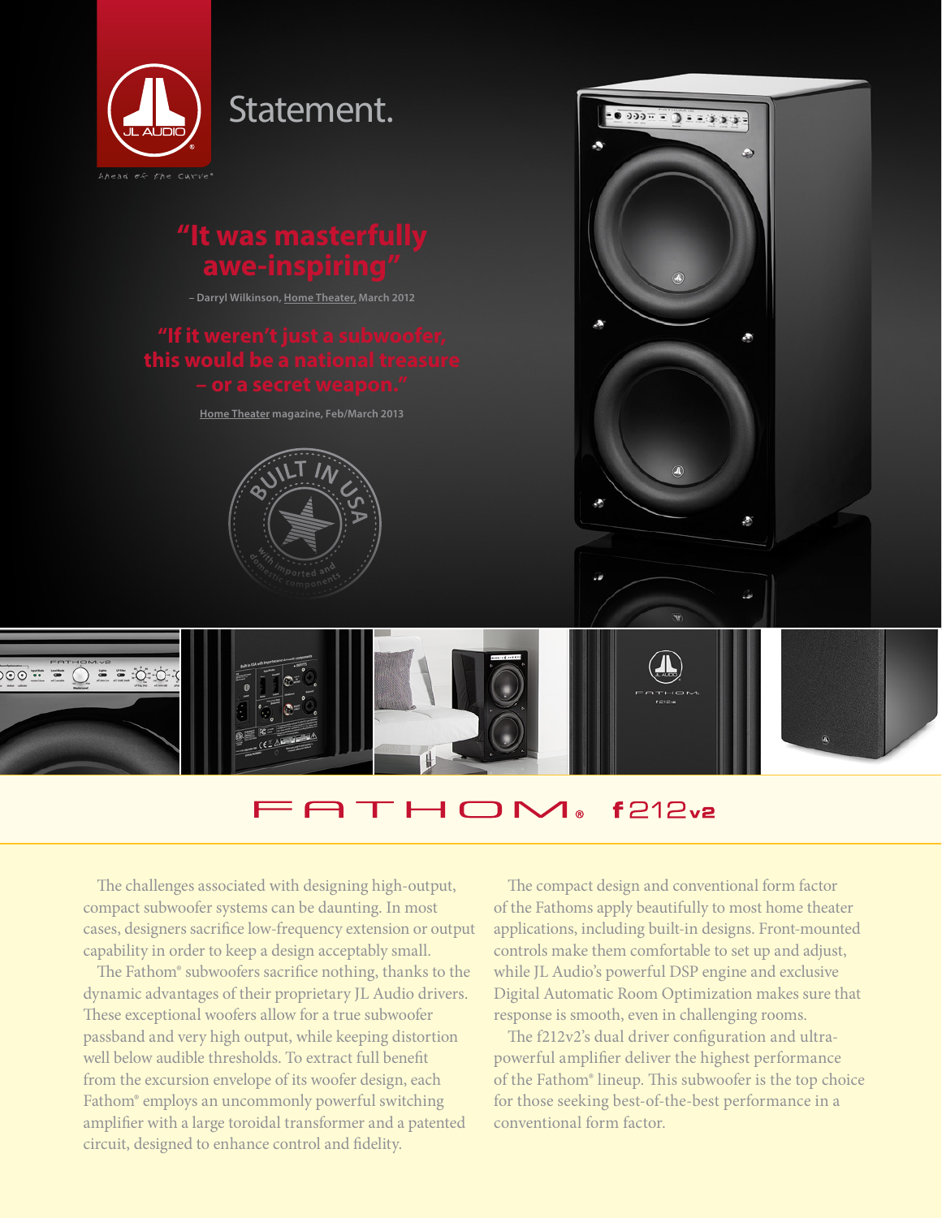Statement.

## "It was masterfully awe-inspiring"

– Darryl Wilkinson, Home Theater, March 2012

## "If it weren't just a subwoofer, this would be a national treasure – or a secret weapon."

Home Theater magazine, Feb/March 2013

BUILT IN USA with imported and domestic components

# FATHOM® f212v2

The challenges associated with designing high-output, compact subwoofer systems can be daunting. In most cases, designers sacrifice low-frequency extension or output capability in order to keep a design acceptably small.

The Fathom® subwoofers sacrifice nothing, thanks to the dynamic advantages of their proprietary JL Audio drivers. These exceptional woofers allow for a true subwoofer passband and very high output, while keeping distortion well below audible thresholds. To extract full benefit from the excursion envelope of its woofer design, each Fathom® employs an uncommonly powerful switching amplifier with a large toroidal transformer and a patented circuit, designed to enhance control and fidelity.

The compact design and conventional form factor of the Fathoms apply beautifully to most home theater applications, including built-in designs. Front-mounted controls make them comfortable to set up and adjust, while JL Audio's powerful DSP engine and exclusive Digital Automatic Room Optimization makes sure that response is smooth, even in challenging rooms.

The f212v2's dual driver configuration and ultra-powerful amplifier deliver the highest performance of the Fathom® lineup. This subwoofer is the top choice for those seeking best-of-the-best performance in a conventional form factor.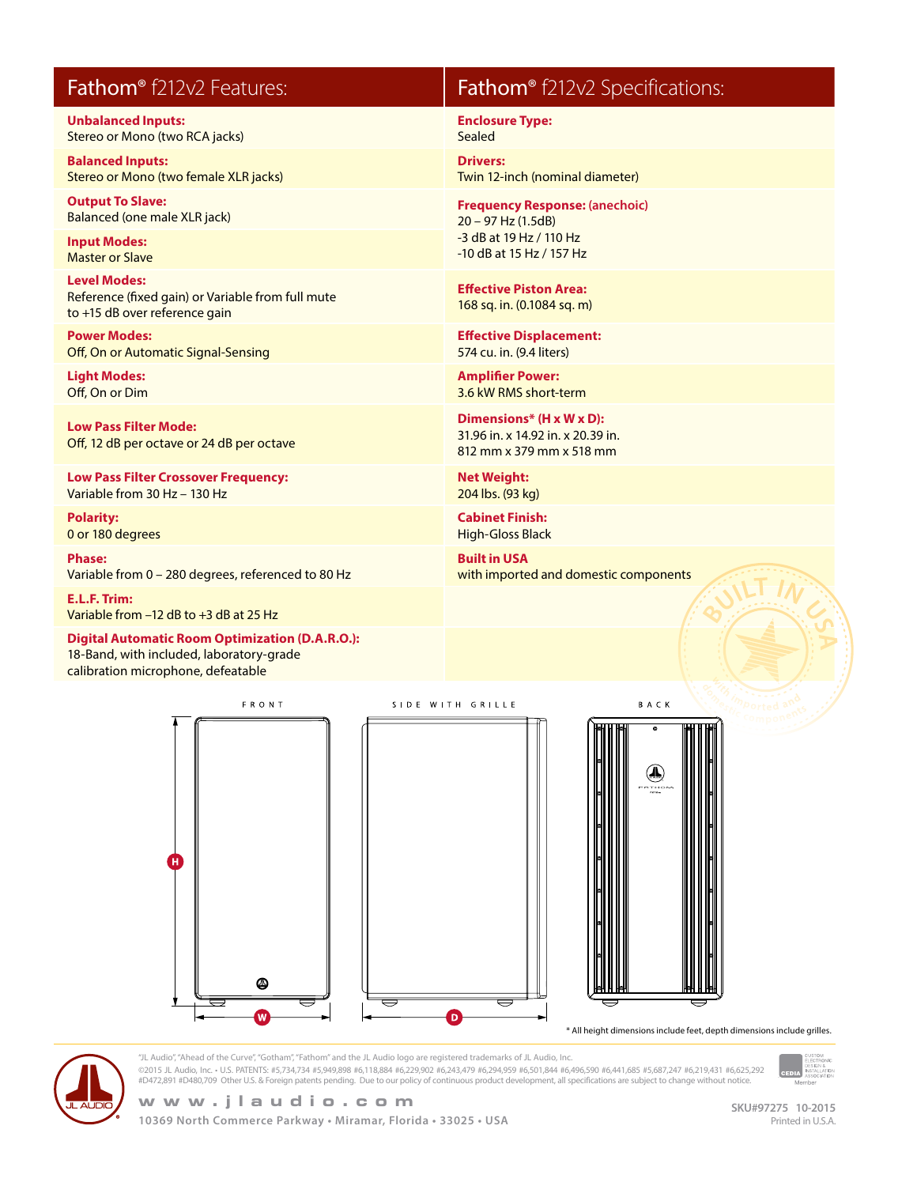## Fathom® f212v2 Features:

**Unbalanced Inputs:**
Stereo or Mono (two RCA jacks)

**Balanced Inputs:**
Stereo or Mono (two female XLR jacks)

**Output To Slave:**
Balanced (one male XLR jack)

**Input Modes:**
Master or Slave

**Level Modes:**
Reference (fixed gain) or Variable from full mute to +15 dB over reference gain

**Power Modes:**
Off, On or Automatic Signal-Sensing

**Light Modes:**
Off, On or Dim

**Low Pass Filter Mode:**
Off, 12 dB per octave or 24 dB per octave

**Low Pass Filter Crossover Frequency:**
Variable from 30 Hz – 130 Hz

**Polarity:**
0 or 180 degrees

**Phase:**
Variable from 0 – 280 degrees, referenced to 80 Hz

**E.L.F. Trim:**
Variable from –12 dB to +3 dB at 25 Hz

**Digital Automatic Room Optimization (D.A.R.O.):**
18-Band, with included, laboratory-grade calibration microphone, defeatable

## Fathom® f212v2 Specifications:

**Enclosure Type:**
Sealed

**Drivers:**
Twin 12-inch (nominal diameter)

**Frequency Response: (anechoic)**
20 – 97 Hz (1.5dB)
-3 dB at 19 Hz / 110 Hz
-10 dB at 15 Hz / 157 Hz

**Effective Piston Area:**
168 sq. in. (0.1084 sq. m)

**Effective Displacement:**
574 cu. in. (9.4 liters)

**Amplifier Power:**
3.6 kW RMS short-term

**Dimensions* (H x W x D):**
31.96 in. x 14.92 in. x 20.39 in.
812 mm x 379 mm x 518 mm

**Net Weight:**
204 lbs. (93 kg)

**Cabinet Finish:**
High-Gloss Black

**Built in USA**
with imported and domestic components

FRONT

SIDE WITH GRILLE

BACK

H

W

D

* All height dimensions include feet, depth dimensions include grilles.

"JL Audio", "Ahead of the Curve", "Gotham", "Fathom" and the JL Audio logo are registered trademarks of JL Audio, Inc.
©2015 JL Audio, Inc. • U.S. PATENTS: #5,734,734 #5,949,898 #6,118,884 #6,229,902 #6,243,479 #6,294,959 #6,501,844 #6,496,590 #6,441,685 #5,687,247 #6,219,431 #6,625,292 #D472,891 #D480,709 Other U.S. & Foreign patents pending. Due to our policy of continuous product development, all specifications are subject to change without notice.

www.jlaudio.com
10369 North Commerce Parkway • Miramar, Florida • 33025 • USA

SKU#97275 10-2015
Printed in U.S.A.